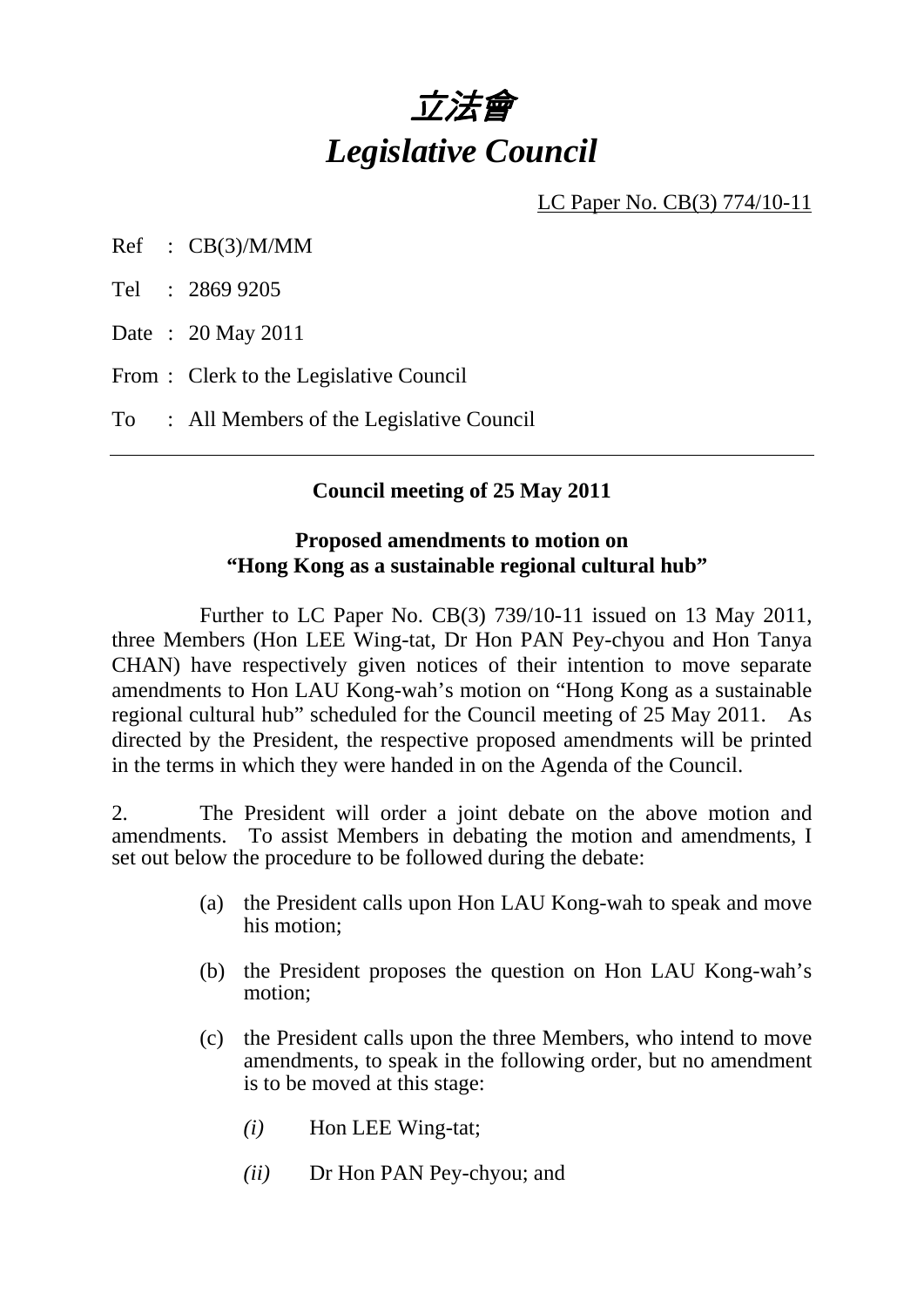# 立法會
# *Legislative Council*

LC Paper No. CB(3) 774/10-11

Ref : CB(3)/M/MM

Tel : 2869 9205

Date : 20 May 2011

From : Clerk to the Legislative Council

To : All Members of the Legislative Council

---

**Council meeting of 25 May 2011**

**Proposed amendments to motion on "Hong Kong as a sustainable regional cultural hub"**

Further to LC Paper No. CB(3) 739/10-11 issued on 13 May 2011, three Members (Hon LEE Wing-tat, Dr Hon PAN Pey-chyou and Hon Tanya CHAN) have respectively given notices of their intention to move separate amendments to Hon LAU Kong-wah's motion on "Hong Kong as a sustainable regional cultural hub" scheduled for the Council meeting of 25 May 2011. As directed by the President, the respective proposed amendments will be printed in the terms in which they were handed in on the Agenda of the Council.

2. The President will order a joint debate on the above motion and amendments. To assist Members in debating the motion and amendments, I set out below the procedure to be followed during the debate:

(a) the President calls upon Hon LAU Kong-wah to speak and move his motion;

(b) the President proposes the question on Hon LAU Kong-wah's motion;

(c) the President calls upon the three Members, who intend to move amendments, to speak in the following order, but no amendment is to be moved at this stage:

*(i)* Hon LEE Wing-tat;

*(ii)* Dr Hon PAN Pey-chyou; and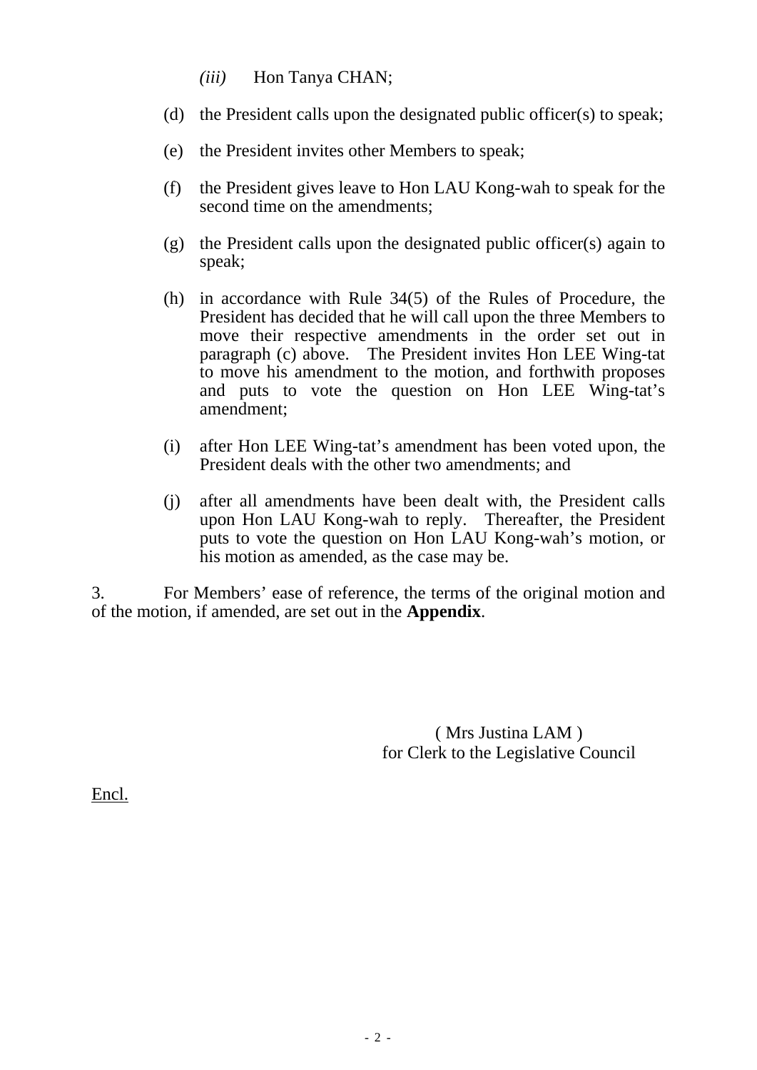*(iii)* Hon Tanya CHAN;

(d) the President calls upon the designated public officer(s) to speak;

(e) the President invites other Members to speak;

(f) the President gives leave to Hon LAU Kong-wah to speak for the second time on the amendments;

(g) the President calls upon the designated public officer(s) again to speak;

(h) in accordance with Rule 34(5) of the Rules of Procedure, the President has decided that he will call upon the three Members to move their respective amendments in the order set out in paragraph (c) above. The President invites Hon LEE Wing-tat to move his amendment to the motion, and forthwith proposes and puts to vote the question on Hon LEE Wing-tat's amendment;

(i) after Hon LEE Wing-tat's amendment has been voted upon, the President deals with the other two amendments; and

(j) after all amendments have been dealt with, the President calls upon Hon LAU Kong-wah to reply. Thereafter, the President puts to vote the question on Hon LAU Kong-wah's motion, or his motion as amended, as the case may be.

3. For Members' ease of reference, the terms of the original motion and of the motion, if amended, are set out in the **Appendix**.

( Mrs Justina LAM )
for Clerk to the Legislative Council

Encl.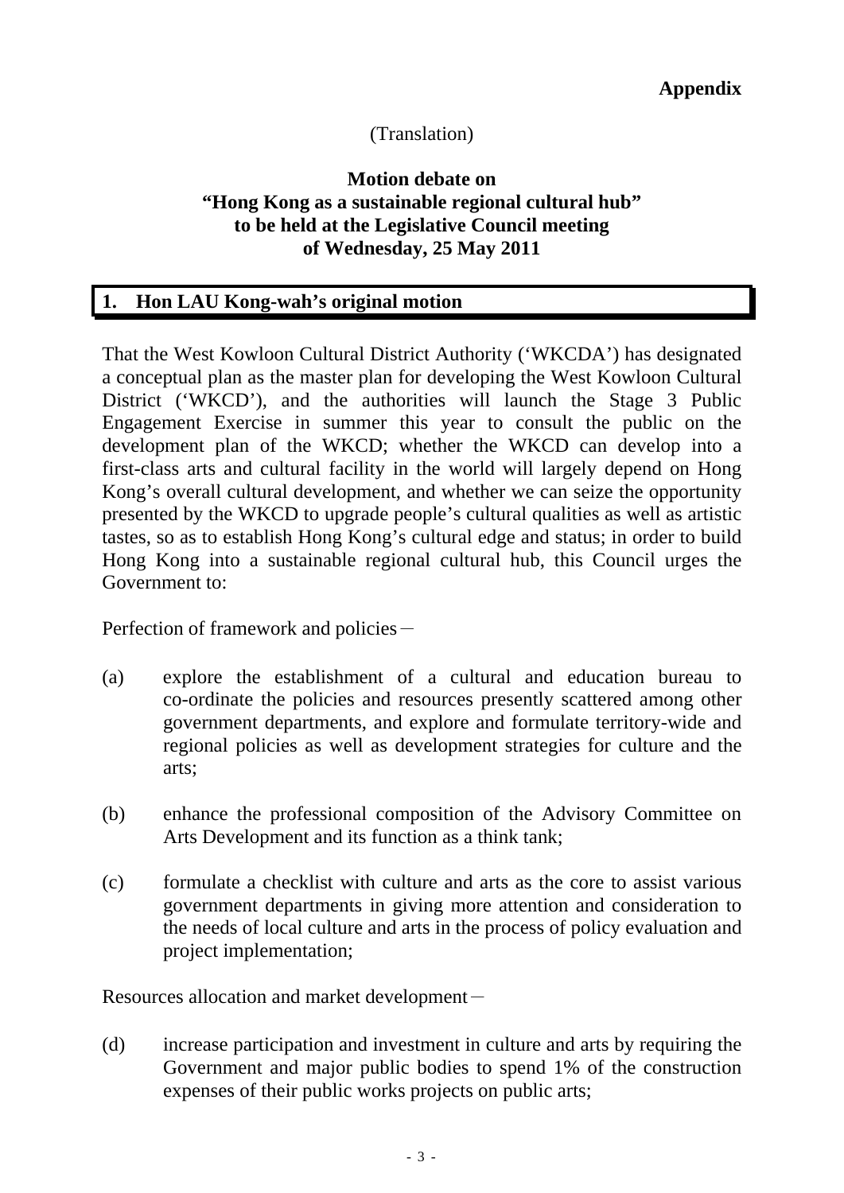**Appendix**

(Translation)

**Motion debate on**
**"Hong Kong as a sustainable regional cultural hub"**
**to be held at the Legislative Council meeting**
**of Wednesday, 25 May 2011**

## 1. Hon LAU Kong-wah's original motion

That the West Kowloon Cultural District Authority ('WKCDA') has designated a conceptual plan as the master plan for developing the West Kowloon Cultural District ('WKCD'), and the authorities will launch the Stage 3 Public Engagement Exercise in summer this year to consult the public on the development plan of the WKCD; whether the WKCD can develop into a first-class arts and cultural facility in the world will largely depend on Hong Kong's overall cultural development, and whether we can seize the opportunity presented by the WKCD to upgrade people's cultural qualities as well as artistic tastes, so as to establish Hong Kong's cultural edge and status; in order to build Hong Kong into a sustainable regional cultural hub, this Council urges the Government to:

Perfection of framework and policies－

(a) explore the establishment of a cultural and education bureau to co-ordinate the policies and resources presently scattered among other government departments, and explore and formulate territory-wide and regional policies as well as development strategies for culture and the arts;

(b) enhance the professional composition of the Advisory Committee on Arts Development and its function as a think tank;

(c) formulate a checklist with culture and arts as the core to assist various government departments in giving more attention and consideration to the needs of local culture and arts in the process of policy evaluation and project implementation;

Resources allocation and market development－

(d) increase participation and investment in culture and arts by requiring the Government and major public bodies to spend 1% of the construction expenses of their public works projects on public arts;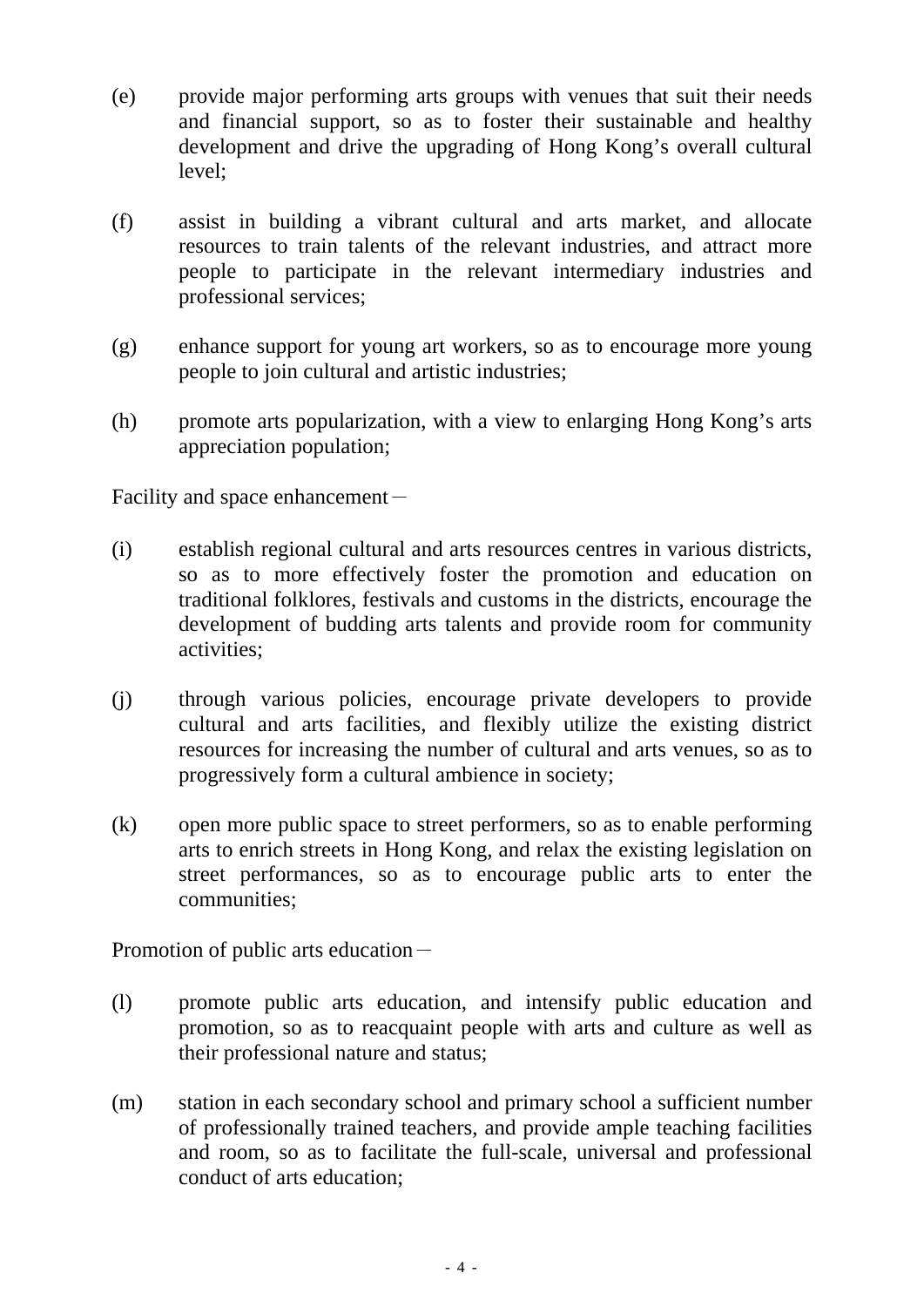(e) provide major performing arts groups with venues that suit their needs and financial support, so as to foster their sustainable and healthy development and drive the upgrading of Hong Kong's overall cultural level;

(f) assist in building a vibrant cultural and arts market, and allocate resources to train talents of the relevant industries, and attract more people to participate in the relevant intermediary industries and professional services;

(g) enhance support for young art workers, so as to encourage more young people to join cultural and artistic industries;

(h) promote arts popularization, with a view to enlarging Hong Kong's arts appreciation population;

Facility and space enhancement－

(i) establish regional cultural and arts resources centres in various districts, so as to more effectively foster the promotion and education on traditional folklores, festivals and customs in the districts, encourage the development of budding arts talents and provide room for community activities;

(j) through various policies, encourage private developers to provide cultural and arts facilities, and flexibly utilize the existing district resources for increasing the number of cultural and arts venues, so as to progressively form a cultural ambience in society;

(k) open more public space to street performers, so as to enable performing arts to enrich streets in Hong Kong, and relax the existing legislation on street performances, so as to encourage public arts to enter the communities;

Promotion of public arts education－

(l) promote public arts education, and intensify public education and promotion, so as to reacquaint people with arts and culture as well as their professional nature and status;

(m) station in each secondary school and primary school a sufficient number of professionally trained teachers, and provide ample teaching facilities and room, so as to facilitate the full-scale, universal and professional conduct of arts education;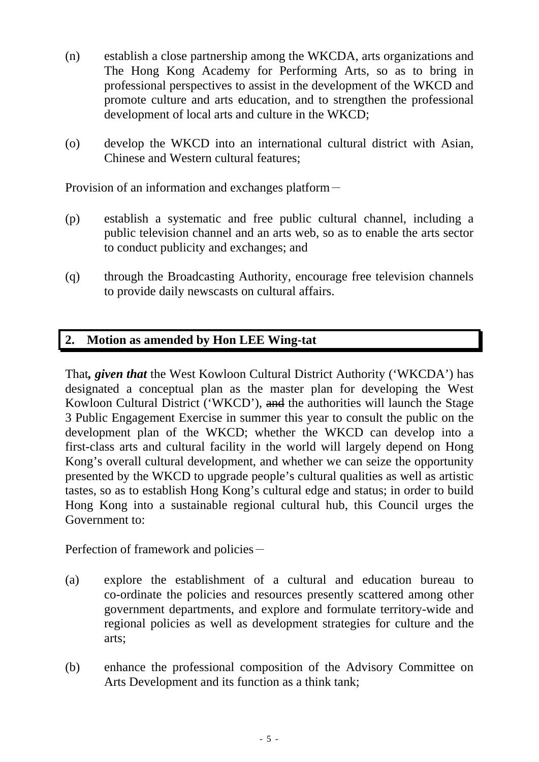(n) establish a close partnership among the WKCDA, arts organizations and The Hong Kong Academy for Performing Arts, so as to bring in professional perspectives to assist in the development of the WKCD and promote culture and arts education, and to strengthen the professional development of local arts and culture in the WKCD;

(o) develop the WKCD into an international cultural district with Asian, Chinese and Western cultural features;

Provision of an information and exchanges platform－

(p) establish a systematic and free public cultural channel, including a public television channel and an arts web, so as to enable the arts sector to conduct publicity and exchanges; and

(q) through the Broadcasting Authority, encourage free television channels to provide daily newscasts on cultural affairs.

## 2. Motion as amended by Hon LEE Wing-tat

That***, given that*** the West Kowloon Cultural District Authority ('WKCDA') has designated a conceptual plan as the master plan for developing the West Kowloon Cultural District ('WKCD'), ~~and~~ the authorities will launch the Stage 3 Public Engagement Exercise in summer this year to consult the public on the development plan of the WKCD; whether the WKCD can develop into a first-class arts and cultural facility in the world will largely depend on Hong Kong's overall cultural development, and whether we can seize the opportunity presented by the WKCD to upgrade people's cultural qualities as well as artistic tastes, so as to establish Hong Kong's cultural edge and status; in order to build Hong Kong into a sustainable regional cultural hub, this Council urges the Government to:

Perfection of framework and policies－

(a) explore the establishment of a cultural and education bureau to co-ordinate the policies and resources presently scattered among other government departments, and explore and formulate territory-wide and regional policies as well as development strategies for culture and the arts;

(b) enhance the professional composition of the Advisory Committee on Arts Development and its function as a think tank;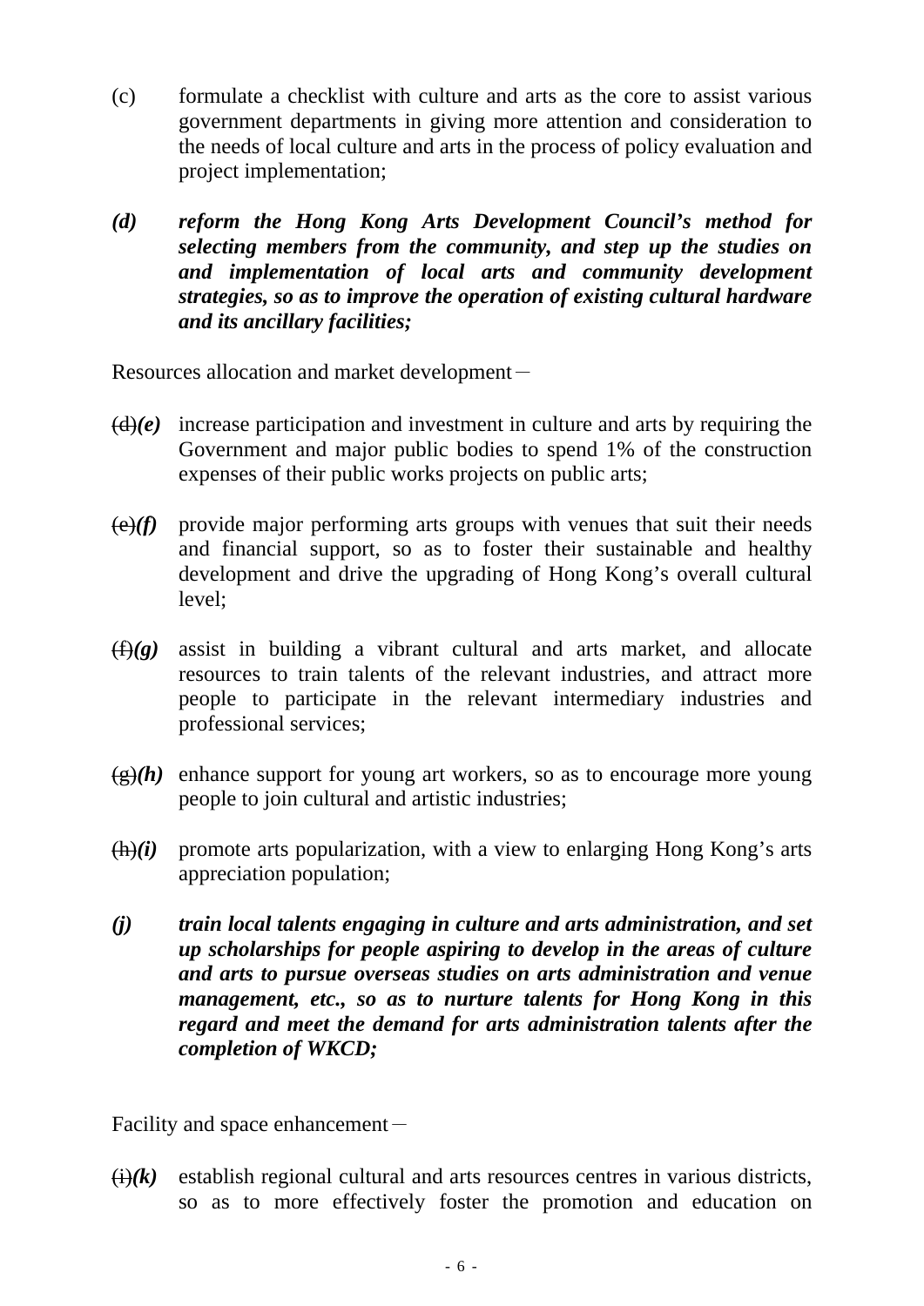(c) formulate a checklist with culture and arts as the core to assist various government departments in giving more attention and consideration to the needs of local culture and arts in the process of policy evaluation and project implementation;

***(d) reform the Hong Kong Arts Development Council's method for selecting members from the community, and step up the studies on and implementation of local arts and community development strategies, so as to improve the operation of existing cultural hardware and its ancillary facilities;***

Resources allocation and market development－

~~(d)~~***(e)*** increase participation and investment in culture and arts by requiring the Government and major public bodies to spend 1% of the construction expenses of their public works projects on public arts;

~~(e)~~***(f)*** provide major performing arts groups with venues that suit their needs and financial support, so as to foster their sustainable and healthy development and drive the upgrading of Hong Kong's overall cultural level;

~~(f)~~***(g)*** assist in building a vibrant cultural and arts market, and allocate resources to train talents of the relevant industries, and attract more people to participate in the relevant intermediary industries and professional services;

~~(g)~~***(h)*** enhance support for young art workers, so as to encourage more young people to join cultural and artistic industries;

~~(h)~~***(i)*** promote arts popularization, with a view to enlarging Hong Kong's arts appreciation population;

***(j) train local talents engaging in culture and arts administration, and set up scholarships for people aspiring to develop in the areas of culture and arts to pursue overseas studies on arts administration and venue management, etc., so as to nurture talents for Hong Kong in this regard and meet the demand for arts administration talents after the completion of WKCD;***

Facility and space enhancement－

~~(i)~~***(k)*** establish regional cultural and arts resources centres in various districts, so as to more effectively foster the promotion and education on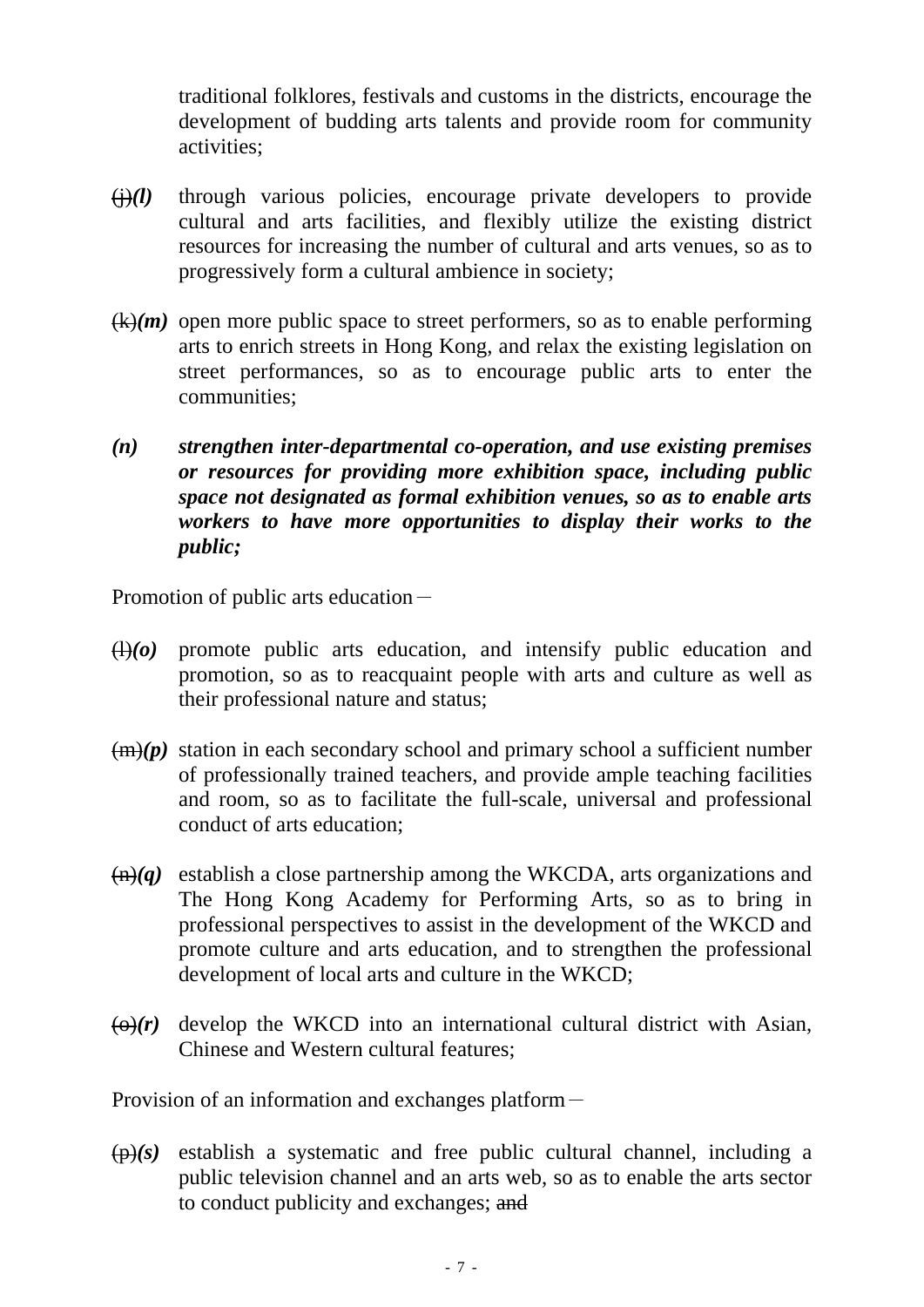traditional folklores, festivals and customs in the districts, encourage the development of budding arts talents and provide room for community activities;

~~(j)~~***(l)*** through various policies, encourage private developers to provide cultural and arts facilities, and flexibly utilize the existing district resources for increasing the number of cultural and arts venues, so as to progressively form a cultural ambience in society;

~~(k)~~***(m)*** open more public space to street performers, so as to enable performing arts to enrich streets in Hong Kong, and relax the existing legislation on street performances, so as to encourage public arts to enter the communities;

***(n) strengthen inter-departmental co-operation, and use existing premises or resources for providing more exhibition space, including public space not designated as formal exhibition venues, so as to enable arts workers to have more opportunities to display their works to the public;***

Promotion of public arts education－

~~(l)~~***(o)*** promote public arts education, and intensify public education and promotion, so as to reacquaint people with arts and culture as well as their professional nature and status;

~~(m)~~***(p)*** station in each secondary school and primary school a sufficient number of professionally trained teachers, and provide ample teaching facilities and room, so as to facilitate the full-scale, universal and professional conduct of arts education;

~~(n)~~***(q)*** establish a close partnership among the WKCDA, arts organizations and The Hong Kong Academy for Performing Arts, so as to bring in professional perspectives to assist in the development of the WKCD and promote culture and arts education, and to strengthen the professional development of local arts and culture in the WKCD;

~~(o)~~***(r)*** develop the WKCD into an international cultural district with Asian, Chinese and Western cultural features;

Provision of an information and exchanges platform－

~~(p)~~***(s)*** establish a systematic and free public cultural channel, including a public television channel and an arts web, so as to enable the arts sector to conduct publicity and exchanges; ~~and~~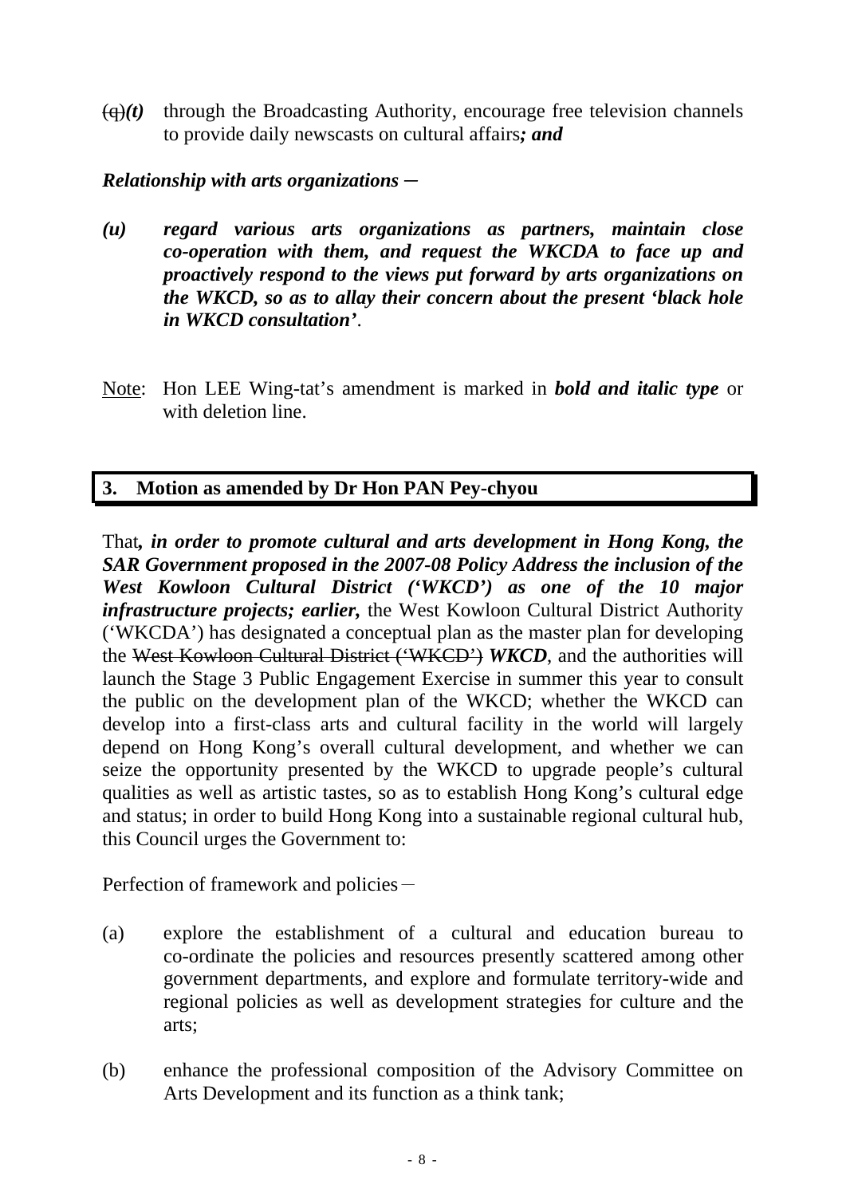~~(q)~~***(t)*** through the Broadcasting Authority, encourage free television channels to provide daily newscasts on cultural affairs***; and***

***Relationship with arts organizations –***

***(u) regard various arts organizations as partners, maintain close co-operation with them, and request the WKCDA to face up and proactively respond to the views put forward by arts organizations on the WKCD, so as to allay their concern about the present 'black hole in WKCD consultation'***.

Note: Hon LEE Wing-tat's amendment is marked in ***bold and italic type*** or with deletion line.

## 3. Motion as amended by Dr Hon PAN Pey-chyou

That***, in order to promote cultural and arts development in Hong Kong, the SAR Government proposed in the 2007-08 Policy Address the inclusion of the West Kowloon Cultural District ('WKCD') as one of the 10 major infrastructure projects; earlier,*** the West Kowloon Cultural District Authority ('WKCDA') has designated a conceptual plan as the master plan for developing the ~~West Kowloon Cultural District ('WKCD')~~ ***WKCD***, and the authorities will launch the Stage 3 Public Engagement Exercise in summer this year to consult the public on the development plan of the WKCD; whether the WKCD can develop into a first-class arts and cultural facility in the world will largely depend on Hong Kong's overall cultural development, and whether we can seize the opportunity presented by the WKCD to upgrade people's cultural qualities as well as artistic tastes, so as to establish Hong Kong's cultural edge and status; in order to build Hong Kong into a sustainable regional cultural hub, this Council urges the Government to:

Perfection of framework and policies –

(a) explore the establishment of a cultural and education bureau to co-ordinate the policies and resources presently scattered among other government departments, and explore and formulate territory-wide and regional policies as well as development strategies for culture and the arts;

(b) enhance the professional composition of the Advisory Committee on Arts Development and its function as a think tank;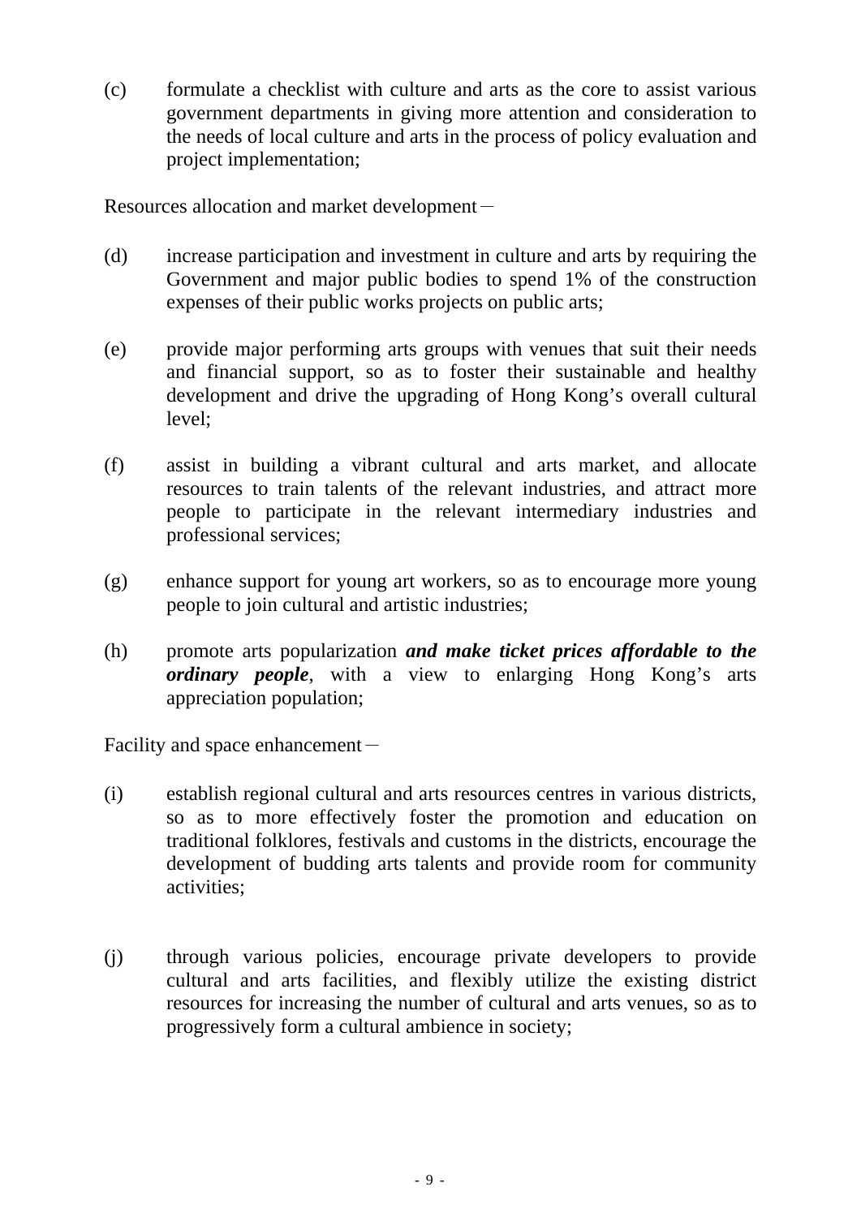(c) formulate a checklist with culture and arts as the core to assist various government departments in giving more attention and consideration to the needs of local culture and arts in the process of policy evaluation and project implementation;

Resources allocation and market development－

(d) increase participation and investment in culture and arts by requiring the Government and major public bodies to spend 1% of the construction expenses of their public works projects on public arts;

(e) provide major performing arts groups with venues that suit their needs and financial support, so as to foster their sustainable and healthy development and drive the upgrading of Hong Kong's overall cultural level;

(f) assist in building a vibrant cultural and arts market, and allocate resources to train talents of the relevant industries, and attract more people to participate in the relevant intermediary industries and professional services;

(g) enhance support for young art workers, so as to encourage more young people to join cultural and artistic industries;

(h) promote arts popularization ***and make ticket prices affordable to the ordinary people***, with a view to enlarging Hong Kong's arts appreciation population;

Facility and space enhancement－

(i) establish regional cultural and arts resources centres in various districts, so as to more effectively foster the promotion and education on traditional folklores, festivals and customs in the districts, encourage the development of budding arts talents and provide room for community activities;

(j) through various policies, encourage private developers to provide cultural and arts facilities, and flexibly utilize the existing district resources for increasing the number of cultural and arts venues, so as to progressively form a cultural ambience in society;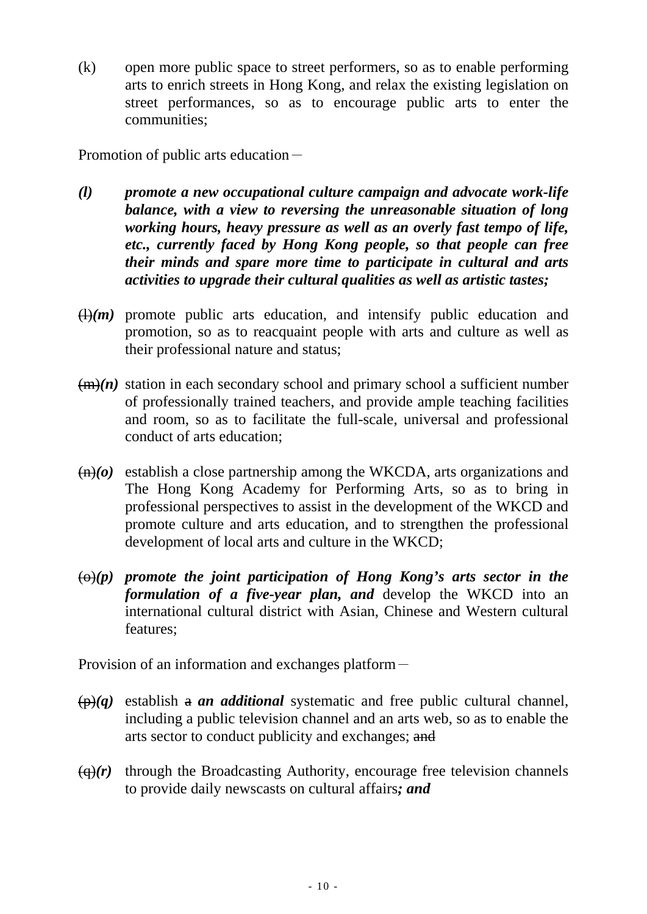(k) open more public space to street performers, so as to enable performing arts to enrich streets in Hong Kong, and relax the existing legislation on street performances, so as to encourage public arts to enter the communities;

Promotion of public arts education－

***(l) promote a new occupational culture campaign and advocate work-life balance, with a view to reversing the unreasonable situation of long working hours, heavy pressure as well as an overly fast tempo of life, etc., currently faced by Hong Kong people, so that people can free their minds and spare more time to participate in cultural and arts activities to upgrade their cultural qualities as well as artistic tastes;***

~~(l)~~***(m)*** promote public arts education, and intensify public education and promotion, so as to reacquaint people with arts and culture as well as their professional nature and status;

~~(m)~~***(n)*** station in each secondary school and primary school a sufficient number of professionally trained teachers, and provide ample teaching facilities and room, so as to facilitate the full-scale, universal and professional conduct of arts education;

~~(n)~~***(o)*** establish a close partnership among the WKCDA, arts organizations and The Hong Kong Academy for Performing Arts, so as to bring in professional perspectives to assist in the development of the WKCD and promote culture and arts education, and to strengthen the professional development of local arts and culture in the WKCD;

~~(o)~~***(p) promote the joint participation of Hong Kong's arts sector in the formulation of a five-year plan, and*** develop the WKCD into an international cultural district with Asian, Chinese and Western cultural features;

Provision of an information and exchanges platform－

~~(p)~~***(q)*** establish ~~a~~ ***an additional*** systematic and free public cultural channel, including a public television channel and an arts web, so as to enable the arts sector to conduct publicity and exchanges; ~~and~~

~~(q)~~***(r)*** through the Broadcasting Authority, encourage free television channels to provide daily newscasts on cultural affairs***; and***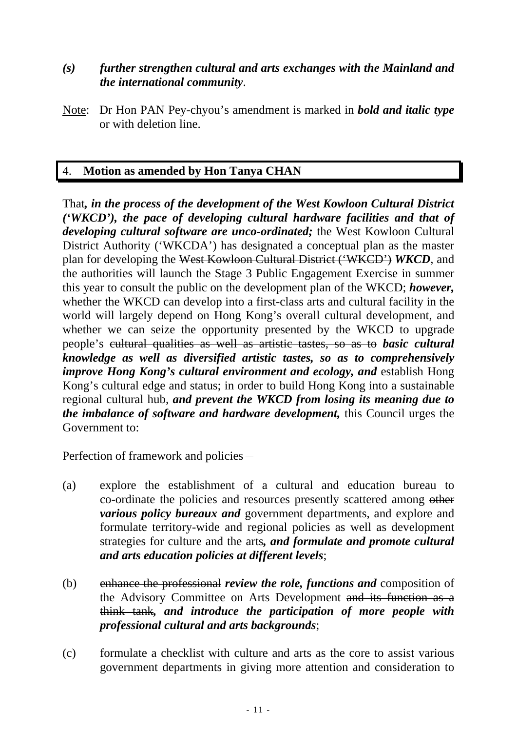*(s)* ***further strengthen cultural and arts exchanges with the Mainland and the international community***.

Note: Dr Hon PAN Pey-chyou's amendment is marked in ***bold and italic type*** or with deletion line.

## 4. **Motion as amended by Hon Tanya CHAN**

That***, in the process of the development of the West Kowloon Cultural District ('WKCD'), the pace of developing cultural hardware facilities and that of developing cultural software are unco-ordinated;*** the West Kowloon Cultural District Authority ('WKCDA') has designated a conceptual plan as the master plan for developing the ~~West Kowloon Cultural District ('WKCD')~~ ***WKCD***, and the authorities will launch the Stage 3 Public Engagement Exercise in summer this year to consult the public on the development plan of the WKCD; ***however,*** whether the WKCD can develop into a first-class arts and cultural facility in the world will largely depend on Hong Kong's overall cultural development, and whether we can seize the opportunity presented by the WKCD to upgrade people's ~~cultural qualities as well as artistic tastes, so as to~~ ***basic cultural knowledge as well as diversified artistic tastes, so as to comprehensively improve Hong Kong's cultural environment and ecology, and*** establish Hong Kong's cultural edge and status; in order to build Hong Kong into a sustainable regional cultural hub, ***and prevent the WKCD from losing its meaning due to the imbalance of software and hardware development,*** this Council urges the Government to:

Perfection of framework and policies－

(a) explore the establishment of a cultural and education bureau to co-ordinate the policies and resources presently scattered among ~~other~~ ***various policy bureaux and*** government departments, and explore and formulate territory-wide and regional policies as well as development strategies for culture and the arts***, and formulate and promote cultural and arts education policies at different levels***;

(b) ~~enhance the professional~~ ***review the role, functions and*** composition of the Advisory Committee on Arts Development ~~and its function as a think tank~~***, and introduce the participation of more people with professional cultural and arts backgrounds***;

(c) formulate a checklist with culture and arts as the core to assist various government departments in giving more attention and consideration to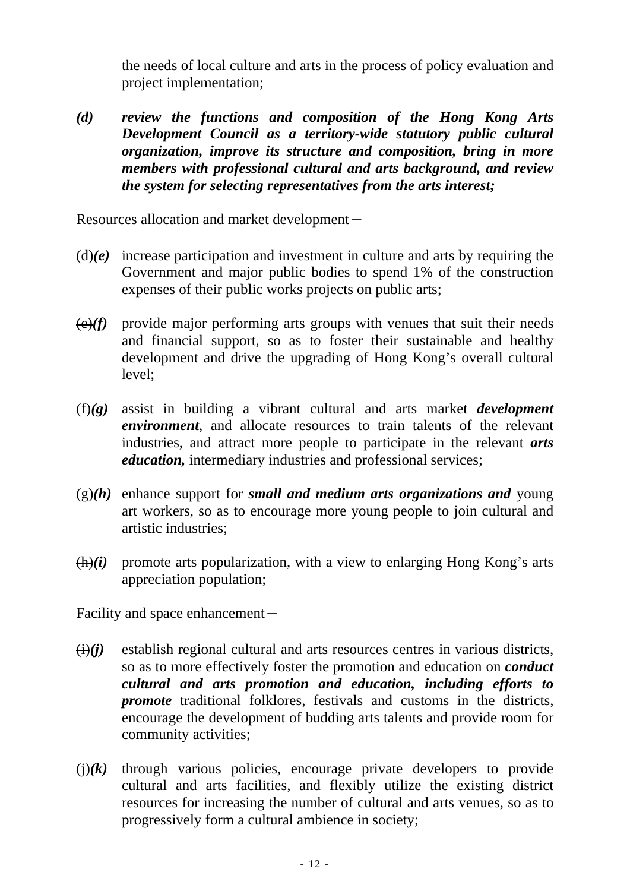the needs of local culture and arts in the process of policy evaluation and project implementation;

***(d)*** ***review the functions and composition of the Hong Kong Arts Development Council as a territory-wide statutory public cultural organization, improve its structure and composition, bring in more members with professional cultural and arts background, and review the system for selecting representatives from the arts interest;***

Resources allocation and market development－

~~(d)~~***(e)*** increase participation and investment in culture and arts by requiring the Government and major public bodies to spend 1% of the construction expenses of their public works projects on public arts;

~~(e)~~***(f)*** provide major performing arts groups with venues that suit their needs and financial support, so as to foster their sustainable and healthy development and drive the upgrading of Hong Kong's overall cultural level;

~~(f)~~***(g)*** assist in building a vibrant cultural and arts ~~market~~ ***development environment***, and allocate resources to train talents of the relevant industries, and attract more people to participate in the relevant ***arts education,*** intermediary industries and professional services;

~~(g)~~***(h)*** enhance support for ***small and medium arts organizations and*** young art workers, so as to encourage more young people to join cultural and artistic industries;

~~(h)~~***(i)*** promote arts popularization, with a view to enlarging Hong Kong's arts appreciation population;

Facility and space enhancement－

~~(i)~~***(j)*** establish regional cultural and arts resources centres in various districts, so as to more effectively ~~foster the promotion and education on~~ ***conduct cultural and arts promotion and education, including efforts to promote*** traditional folklores, festivals and customs ~~in the districts~~, encourage the development of budding arts talents and provide room for community activities;

~~(j)~~***(k)*** through various policies, encourage private developers to provide cultural and arts facilities, and flexibly utilize the existing district resources for increasing the number of cultural and arts venues, so as to progressively form a cultural ambience in society;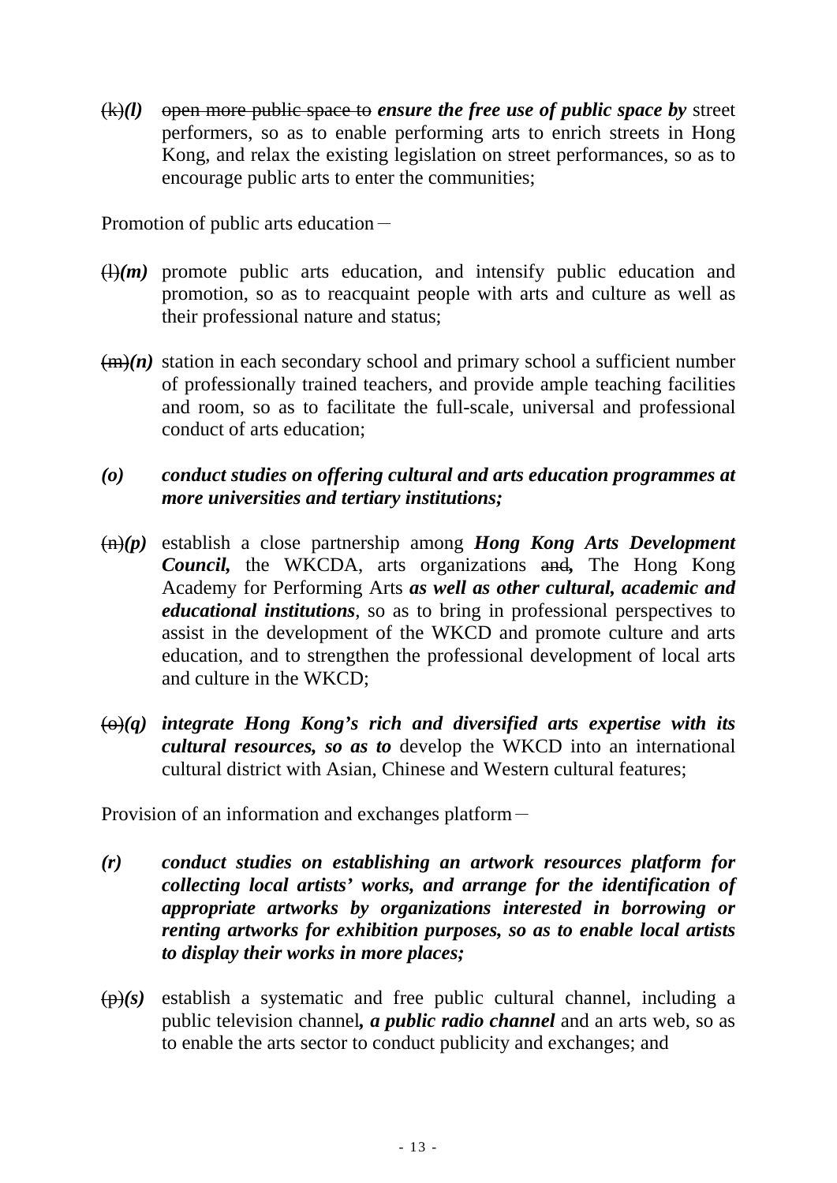~~(k)~~***(l)*** ~~open more public space to~~ ***ensure the free use of public space by*** street performers, so as to enable performing arts to enrich streets in Hong Kong, and relax the existing legislation on street performances, so as to encourage public arts to enter the communities;

Promotion of public arts education－

~~(l)~~***(m)*** promote public arts education, and intensify public education and promotion, so as to reacquaint people with arts and culture as well as their professional nature and status;

~~(m)~~***(n)*** station in each secondary school and primary school a sufficient number of professionally trained teachers, and provide ample teaching facilities and room, so as to facilitate the full-scale, universal and professional conduct of arts education;

***(o) conduct studies on offering cultural and arts education programmes at more universities and tertiary institutions;***

~~(n)~~***(p)*** establish a close partnership among ***Hong Kong Arts Development Council,*** the WKCDA, arts organizations ~~and~~***,*** The Hong Kong Academy for Performing Arts ***as well as other cultural, academic and educational institutions***, so as to bring in professional perspectives to assist in the development of the WKCD and promote culture and arts education, and to strengthen the professional development of local arts and culture in the WKCD;

~~(o)~~***(q) integrate Hong Kong's rich and diversified arts expertise with its cultural resources, so as to*** develop the WKCD into an international cultural district with Asian, Chinese and Western cultural features;

Provision of an information and exchanges platform－

***(r) conduct studies on establishing an artwork resources platform for collecting local artists' works, and arrange for the identification of appropriate artworks by organizations interested in borrowing or renting artworks for exhibition purposes, so as to enable local artists to display their works in more places;***

~~(p)~~***(s)*** establish a systematic and free public cultural channel, including a public television channel***, a public radio channel*** and an arts web, so as to enable the arts sector to conduct publicity and exchanges; and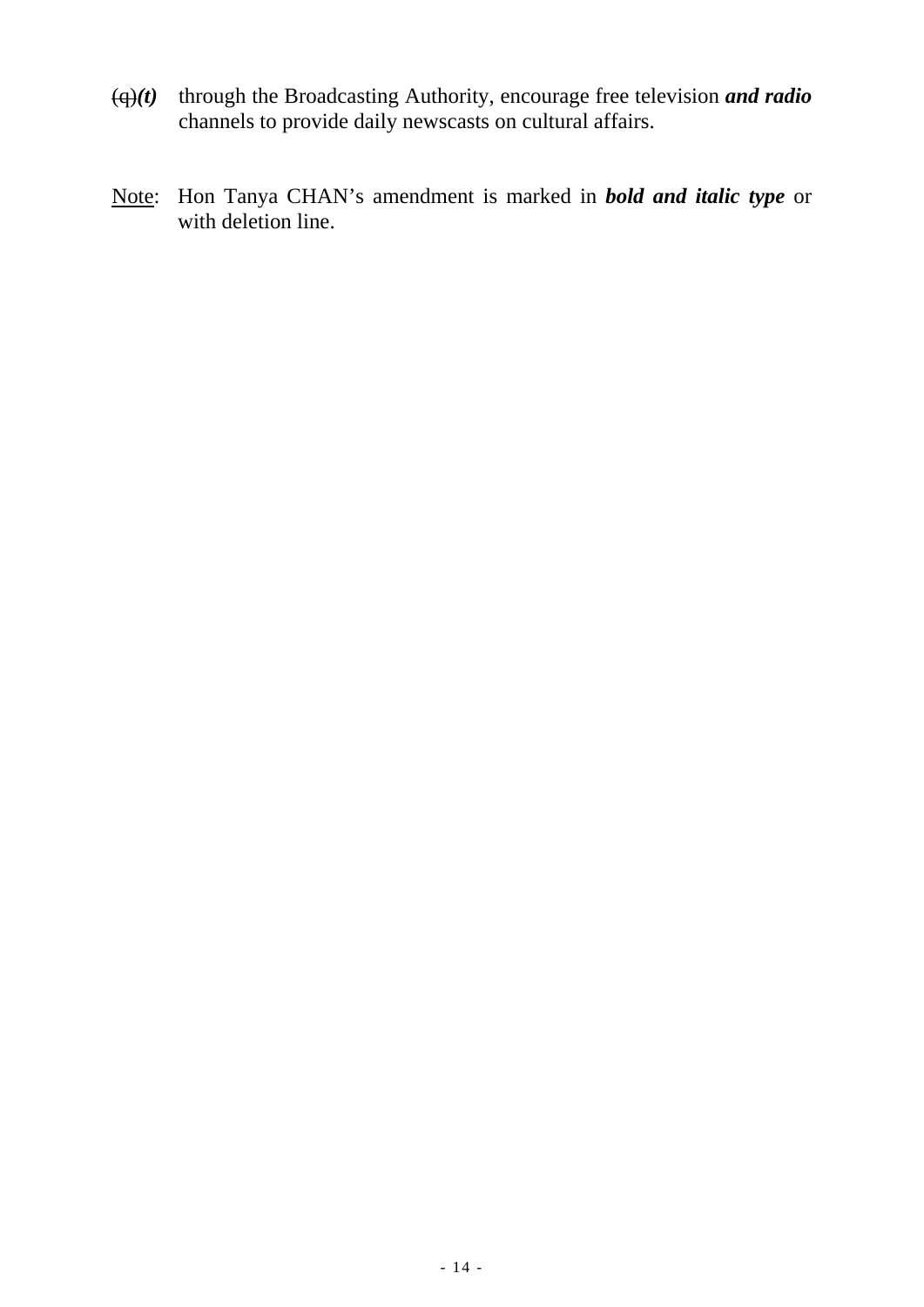~~(q)~~***(t)*** through the Broadcasting Authority, encourage free television ***and radio*** channels to provide daily newscasts on cultural affairs.

Note: Hon Tanya CHAN's amendment is marked in ***bold and italic type*** or with deletion line.